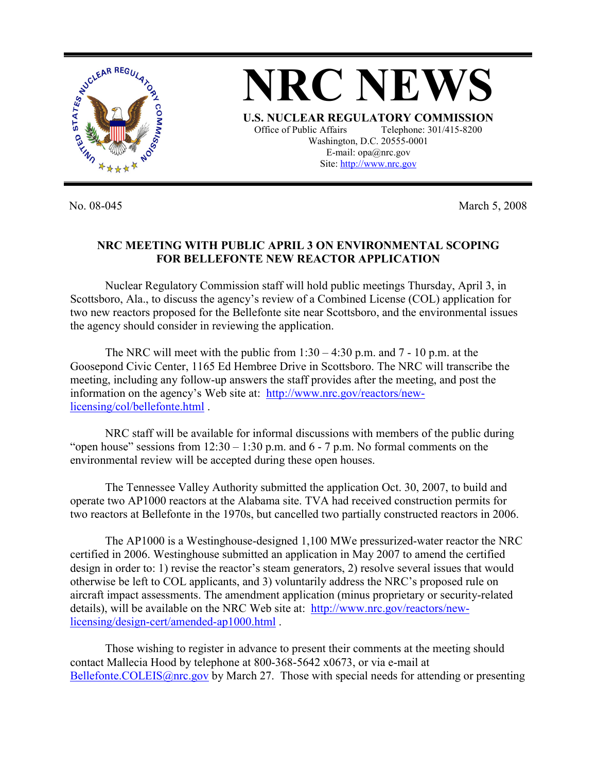# NRC NEWS

**U.S. NUCLEAR REGULATORY COMMISSION**

Office of Public Affairs Telephone: 301/415-8200
Washington, D.C. 20555-0001
E-mail: opa@nrc.gov
Site: http://www.nrc.gov

No. 08-045 March 5, 2008

**NRC MEETING WITH PUBLIC APRIL 3 ON ENVIRONMENTAL SCOPING FOR BELLEFONTE NEW REACTOR APPLICATION**

Nuclear Regulatory Commission staff will hold public meetings Thursday, April 3, in Scottsboro, Ala., to discuss the agency's review of a Combined License (COL) application for two new reactors proposed for the Bellefonte site near Scottsboro, and the environmental issues the agency should consider in reviewing the application.

The NRC will meet with the public from 1:30 – 4:30 p.m. and 7 - 10 p.m. at the Goosepond Civic Center, 1165 Ed Hembree Drive in Scottsboro. The NRC will transcribe the meeting, including any follow-up answers the staff provides after the meeting, and post the information on the agency's Web site at: http://www.nrc.gov/reactors/new-licensing/col/bellefonte.html .

NRC staff will be available for informal discussions with members of the public during "open house" sessions from 12:30 – 1:30 p.m. and 6 - 7 p.m. No formal comments on the environmental review will be accepted during these open houses.

The Tennessee Valley Authority submitted the application Oct. 30, 2007, to build and operate two AP1000 reactors at the Alabama site. TVA had received construction permits for two reactors at Bellefonte in the 1970s, but cancelled two partially constructed reactors in 2006.

The AP1000 is a Westinghouse-designed 1,100 MWe pressurized-water reactor the NRC certified in 2006. Westinghouse submitted an application in May 2007 to amend the certified design in order to: 1) revise the reactor's steam generators, 2) resolve several issues that would otherwise be left to COL applicants, and 3) voluntarily address the NRC's proposed rule on aircraft impact assessments. The amendment application (minus proprietary or security-related details), will be available on the NRC Web site at: http://www.nrc.gov/reactors/new-licensing/design-cert/amended-ap1000.html .

Those wishing to register in advance to present their comments at the meeting should contact Mallecia Hood by telephone at 800-368-5642 x0673, or via e-mail at Bellefonte.COLEIS@nrc.gov by March 27. Those with special needs for attending or presenting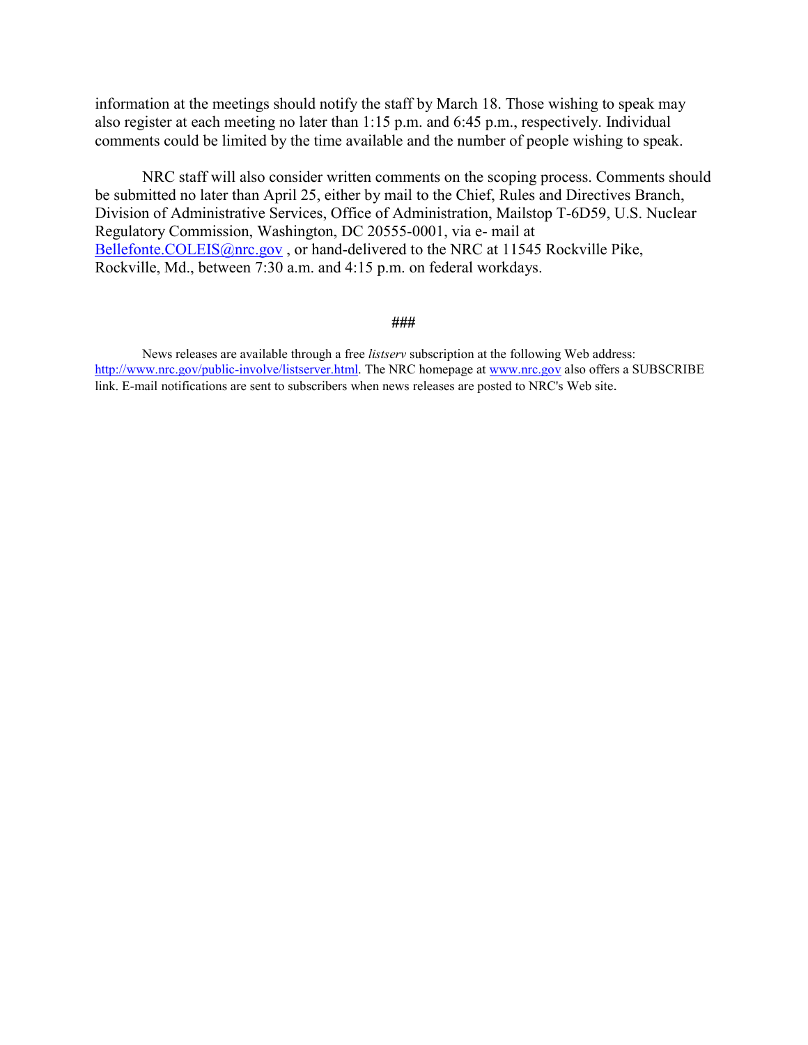information at the meetings should notify the staff by March 18. Those wishing to speak may also register at each meeting no later than 1:15 p.m. and 6:45 p.m., respectively. Individual comments could be limited by the time available and the number of people wishing to speak.

NRC staff will also consider written comments on the scoping process. Comments should be submitted no later than April 25, either by mail to the Chief, Rules and Directives Branch, Division of Administrative Services, Office of Administration, Mailstop T-6D59, U.S. Nuclear Regulatory Commission, Washington, DC 20555-0001, via e- mail at Bellefonte.COLEIS@nrc.gov , or hand-delivered to the NRC at 11545 Rockville Pike, Rockville, Md., between 7:30 a.m. and 4:15 p.m. on federal workdays.

###

News releases are available through a free *listserv* subscription at the following Web address: http://www.nrc.gov/public-involve/listserver.html. The NRC homepage at www.nrc.gov also offers a SUBSCRIBE link. E-mail notifications are sent to subscribers when news releases are posted to NRC's Web site.